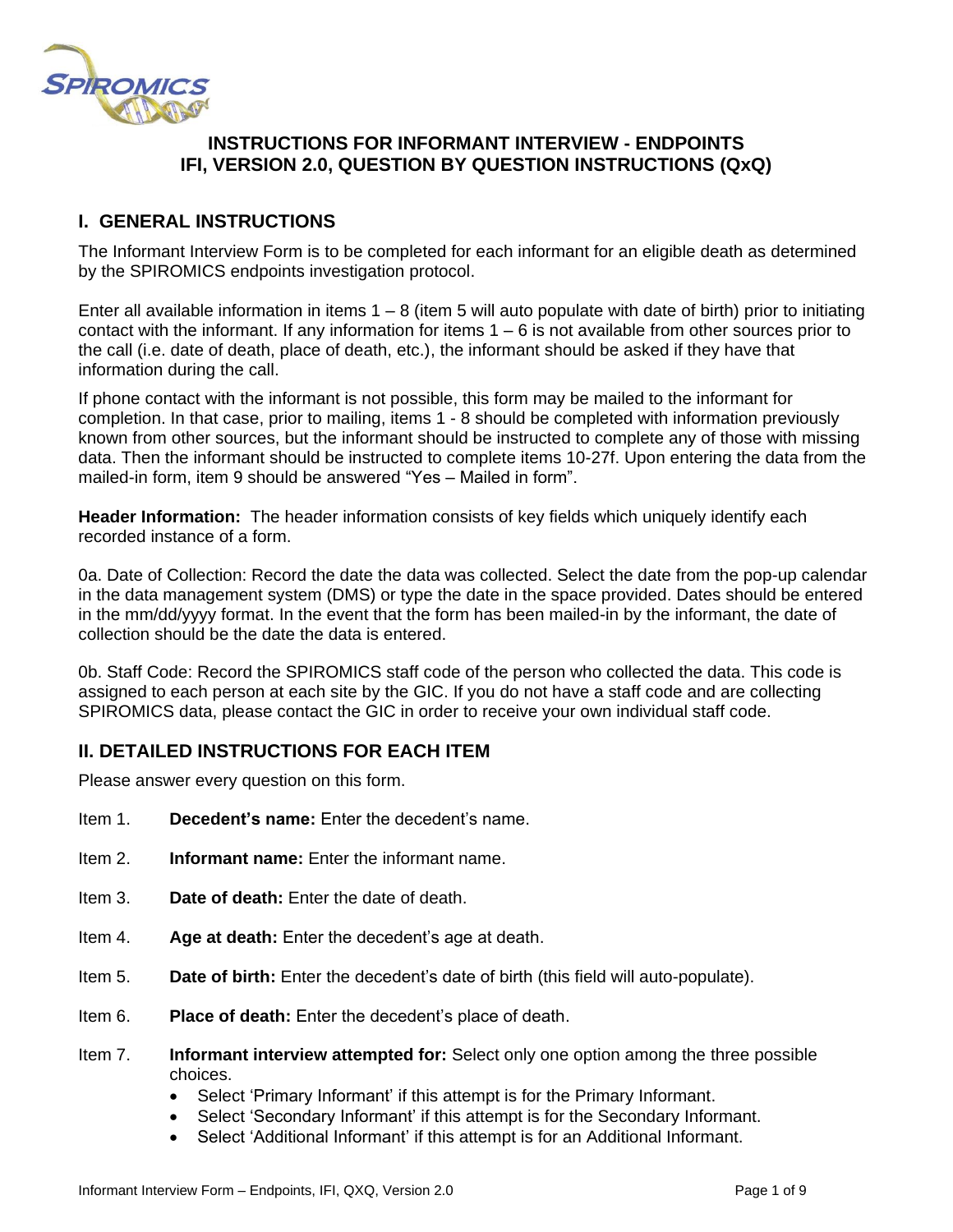# INSTRUCTIONS FOR INFORMANT INTERVIEW - ENDPOINTS
# IFI, VERSION 2.0, QUESTION BY QUESTION INSTRUCTIONS (QxQ)

## I. GENERAL INSTRUCTIONS

The Informant Interview Form is to be completed for each informant for an eligible death as determined by the SPIROMICS endpoints investigation protocol.

Enter all available information in items 1 – 8 (item 5 will auto populate with date of birth) prior to initiating contact with the informant. If any information for items 1 – 6 is not available from other sources prior to the call (i.e. date of death, place of death, etc.), the informant should be asked if they have that information during the call.

If phone contact with the informant is not possible, this form may be mailed to the informant for completion. In that case, prior to mailing, items 1 - 8 should be completed with information previously known from other sources, but the informant should be instructed to complete any of those with missing data. Then the informant should be instructed to complete items 10-27f. Upon entering the data from the mailed-in form, item 9 should be answered "Yes – Mailed in form".

**Header Information:** The header information consists of key fields which uniquely identify each recorded instance of a form.

0a. Date of Collection: Record the date the data was collected. Select the date from the pop-up calendar in the data management system (DMS) or type the date in the space provided. Dates should be entered in the mm/dd/yyyy format. In the event that the form has been mailed-in by the informant, the date of collection should be the date the data is entered.

0b. Staff Code: Record the SPIROMICS staff code of the person who collected the data. This code is assigned to each person at each site by the GIC. If you do not have a staff code and are collecting SPIROMICS data, please contact the GIC in order to receive your own individual staff code.

## II. DETAILED INSTRUCTIONS FOR EACH ITEM

Please answer every question on this form.

Item 1. **Decedent's name:** Enter the decedent's name.

Item 2. **Informant name:** Enter the informant name.

Item 3. **Date of death:** Enter the date of death.

Item 4. **Age at death:** Enter the decedent's age at death.

Item 5. **Date of birth:** Enter the decedent's date of birth (this field will auto-populate).

Item 6. **Place of death:** Enter the decedent's place of death.

Item 7. **Informant interview attempted for:** Select only one option among the three possible choices.

- Select 'Primary Informant' if this attempt is for the Primary Informant.
- Select 'Secondary Informant' if this attempt is for the Secondary Informant.
- Select 'Additional Informant' if this attempt is for an Additional Informant.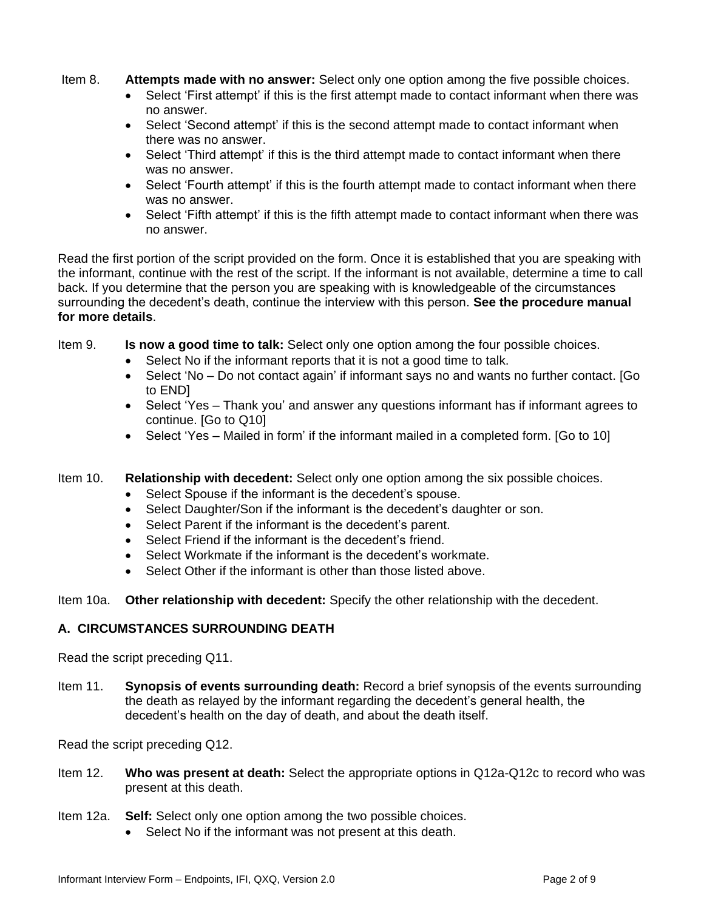Item 8. **Attempts made with no answer:** Select only one option among the five possible choices.

- Select 'First attempt' if this is the first attempt made to contact informant when there was no answer.
- Select 'Second attempt' if this is the second attempt made to contact informant when there was no answer.
- Select 'Third attempt' if this is the third attempt made to contact informant when there was no answer.
- Select 'Fourth attempt' if this is the fourth attempt made to contact informant when there was no answer.
- Select 'Fifth attempt' if this is the fifth attempt made to contact informant when there was no answer.

Read the first portion of the script provided on the form. Once it is established that you are speaking with the informant, continue with the rest of the script. If the informant is not available, determine a time to call back. If you determine that the person you are speaking with is knowledgeable of the circumstances surrounding the decedent's death, continue the interview with this person. **See the procedure manual for more details**.

Item 9. **Is now a good time to talk:** Select only one option among the four possible choices.

- Select No if the informant reports that it is not a good time to talk.
- Select 'No – Do not contact again' if informant says no and wants no further contact. [Go to END]
- Select 'Yes – Thank you' and answer any questions informant has if informant agrees to continue. [Go to Q10]
- Select 'Yes – Mailed in form' if the informant mailed in a completed form. [Go to 10]

Item 10. **Relationship with decedent:** Select only one option among the six possible choices.

- Select Spouse if the informant is the decedent's spouse.
- Select Daughter/Son if the informant is the decedent's daughter or son.
- Select Parent if the informant is the decedent's parent.
- Select Friend if the informant is the decedent's friend.
- Select Workmate if the informant is the decedent's workmate.
- Select Other if the informant is other than those listed above.

Item 10a. **Other relationship with decedent:** Specify the other relationship with the decedent.

## A. CIRCUMSTANCES SURROUNDING DEATH

Read the script preceding Q11.

Item 11. **Synopsis of events surrounding death:** Record a brief synopsis of the events surrounding the death as relayed by the informant regarding the decedent's general health, the decedent's health on the day of death, and about the death itself.

Read the script preceding Q12.

Item 12. **Who was present at death:** Select the appropriate options in Q12a-Q12c to record who was present at this death.

Item 12a. **Self:** Select only one option among the two possible choices.

- Select No if the informant was not present at this death.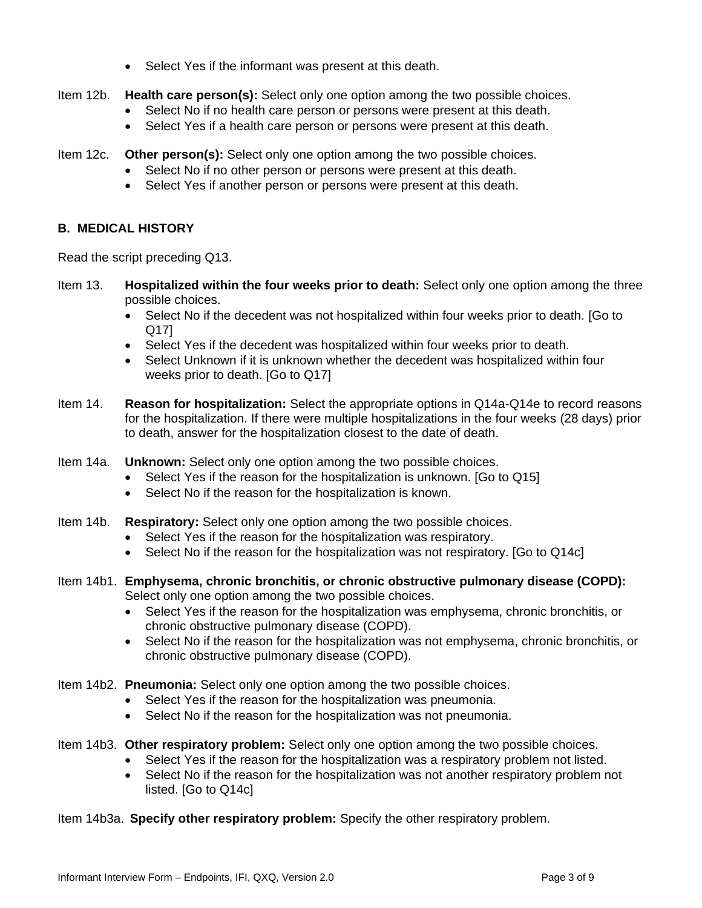- Select Yes if the informant was present at this death.

Item 12b. **Health care person(s):** Select only one option among the two possible choices.

- Select No if no health care person or persons were present at this death.
- Select Yes if a health care person or persons were present at this death.

Item 12c. **Other person(s):** Select only one option among the two possible choices.

- Select No if no other person or persons were present at this death.
- Select Yes if another person or persons were present at this death.

### B. MEDICAL HISTORY

Read the script preceding Q13.

Item 13. **Hospitalized within the four weeks prior to death:** Select only one option among the three possible choices.

- Select No if the decedent was not hospitalized within four weeks prior to death. [Go to Q17]
- Select Yes if the decedent was hospitalized within four weeks prior to death.
- Select Unknown if it is unknown whether the decedent was hospitalized within four weeks prior to death. [Go to Q17]

Item 14. **Reason for hospitalization:** Select the appropriate options in Q14a-Q14e to record reasons for the hospitalization. If there were multiple hospitalizations in the four weeks (28 days) prior to death, answer for the hospitalization closest to the date of death.

Item 14a. **Unknown:** Select only one option among the two possible choices.

- Select Yes if the reason for the hospitalization is unknown. [Go to Q15]
- Select No if the reason for the hospitalization is known.

Item 14b. **Respiratory:** Select only one option among the two possible choices.

- Select Yes if the reason for the hospitalization was respiratory.
- Select No if the reason for the hospitalization was not respiratory. [Go to Q14c]

Item 14b1. **Emphysema, chronic bronchitis, or chronic obstructive pulmonary disease (COPD):** Select only one option among the two possible choices.

- Select Yes if the reason for the hospitalization was emphysema, chronic bronchitis, or chronic obstructive pulmonary disease (COPD).
- Select No if the reason for the hospitalization was not emphysema, chronic bronchitis, or chronic obstructive pulmonary disease (COPD).

Item 14b2. **Pneumonia:** Select only one option among the two possible choices.

- Select Yes if the reason for the hospitalization was pneumonia.
- Select No if the reason for the hospitalization was not pneumonia.

Item 14b3. **Other respiratory problem:** Select only one option among the two possible choices.

- Select Yes if the reason for the hospitalization was a respiratory problem not listed.
- Select No if the reason for the hospitalization was not another respiratory problem not listed. [Go to Q14c]

Item 14b3a. **Specify other respiratory problem:** Specify the other respiratory problem.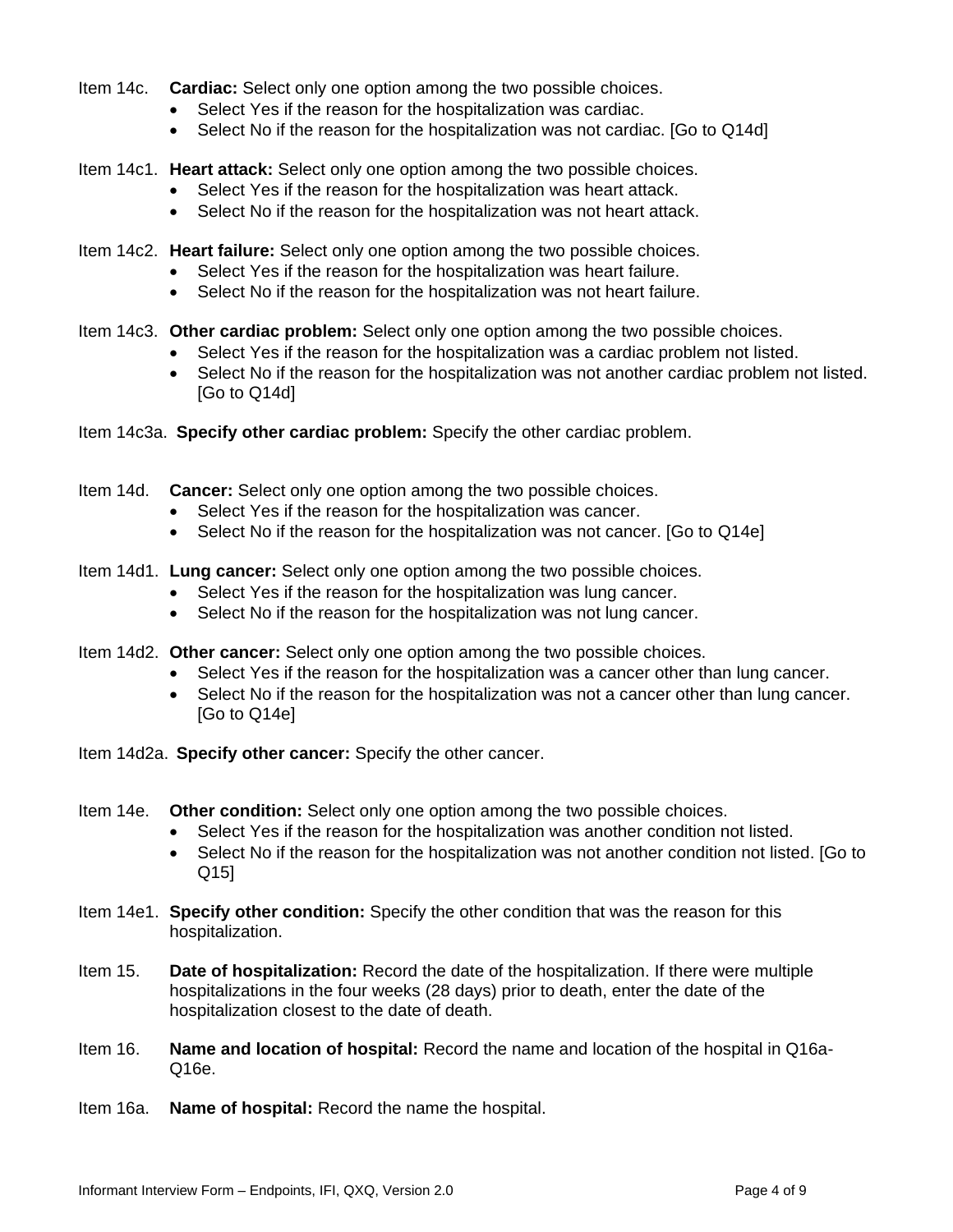Item 14c. **Cardiac:** Select only one option among the two possible choices.

- Select Yes if the reason for the hospitalization was cardiac.
- Select No if the reason for the hospitalization was not cardiac. [Go to Q14d]

Item 14c1. **Heart attack:** Select only one option among the two possible choices.

- Select Yes if the reason for the hospitalization was heart attack.
- Select No if the reason for the hospitalization was not heart attack.

Item 14c2. **Heart failure:** Select only one option among the two possible choices.

- Select Yes if the reason for the hospitalization was heart failure.
- Select No if the reason for the hospitalization was not heart failure.

Item 14c3. **Other cardiac problem:** Select only one option among the two possible choices.

- Select Yes if the reason for the hospitalization was a cardiac problem not listed.
- Select No if the reason for the hospitalization was not another cardiac problem not listed. [Go to Q14d]

Item 14c3a. **Specify other cardiac problem:** Specify the other cardiac problem.

Item 14d. **Cancer:** Select only one option among the two possible choices.

- Select Yes if the reason for the hospitalization was cancer.
- Select No if the reason for the hospitalization was not cancer. [Go to Q14e]

Item 14d1. **Lung cancer:** Select only one option among the two possible choices.

- Select Yes if the reason for the hospitalization was lung cancer.
- Select No if the reason for the hospitalization was not lung cancer.

Item 14d2. **Other cancer:** Select only one option among the two possible choices.

- Select Yes if the reason for the hospitalization was a cancer other than lung cancer.
- Select No if the reason for the hospitalization was not a cancer other than lung cancer. [Go to Q14e]

Item 14d2a. **Specify other cancer:** Specify the other cancer.

Item 14e. **Other condition:** Select only one option among the two possible choices.

- Select Yes if the reason for the hospitalization was another condition not listed.
- Select No if the reason for the hospitalization was not another condition not listed. [Go to Q15]

Item 14e1. **Specify other condition:** Specify the other condition that was the reason for this hospitalization.

Item 15. **Date of hospitalization:** Record the date of the hospitalization. If there were multiple hospitalizations in the four weeks (28 days) prior to death, enter the date of the hospitalization closest to the date of death.

Item 16. **Name and location of hospital:** Record the name and location of the hospital in Q16a-Q16e.

Item 16a. **Name of hospital:** Record the name the hospital.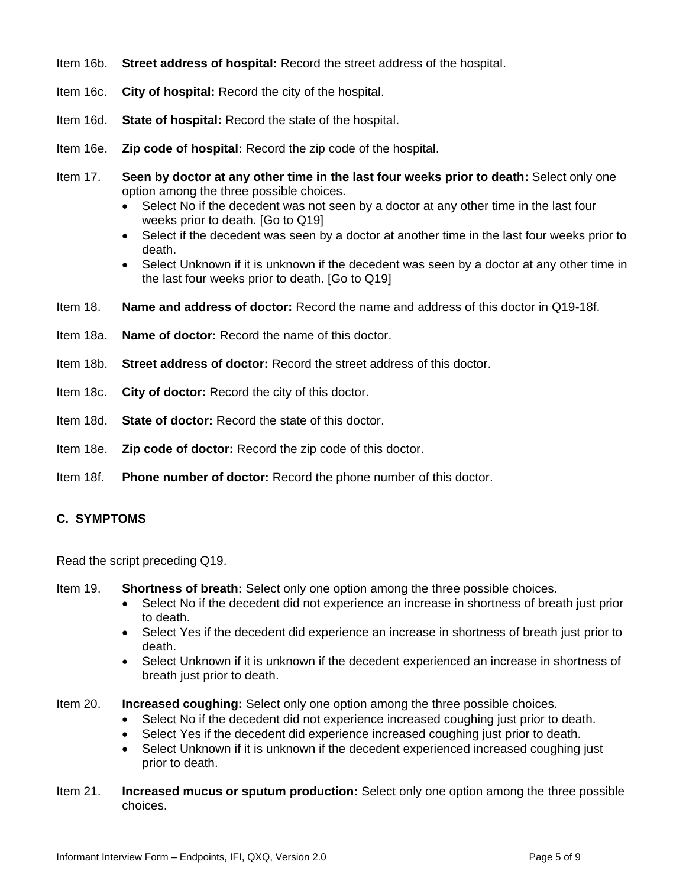Item 16b. **Street address of hospital:** Record the street address of the hospital.

Item 16c. **City of hospital:** Record the city of the hospital.

Item 16d. **State of hospital:** Record the state of the hospital.

Item 16e. **Zip code of hospital:** Record the zip code of the hospital.

Item 17. **Seen by doctor at any other time in the last four weeks prior to death:** Select only one option among the three possible choices.

- Select No if the decedent was not seen by a doctor at any other time in the last four weeks prior to death. [Go to Q19]
- Select if the decedent was seen by a doctor at another time in the last four weeks prior to death.
- Select Unknown if it is unknown if the decedent was seen by a doctor at any other time in the last four weeks prior to death. [Go to Q19]

Item 18. **Name and address of doctor:** Record the name and address of this doctor in Q19-18f.

Item 18a. **Name of doctor:** Record the name of this doctor.

Item 18b. **Street address of doctor:** Record the street address of this doctor.

Item 18c. **City of doctor:** Record the city of this doctor.

Item 18d. **State of doctor:** Record the state of this doctor.

Item 18e. **Zip code of doctor:** Record the zip code of this doctor.

Item 18f. **Phone number of doctor:** Record the phone number of this doctor.

## C. SYMPTOMS

Read the script preceding Q19.

Item 19. **Shortness of breath:** Select only one option among the three possible choices.

- Select No if the decedent did not experience an increase in shortness of breath just prior to death.
- Select Yes if the decedent did experience an increase in shortness of breath just prior to death.
- Select Unknown if it is unknown if the decedent experienced an increase in shortness of breath just prior to death.

Item 20. **Increased coughing:** Select only one option among the three possible choices.

- Select No if the decedent did not experience increased coughing just prior to death.
- Select Yes if the decedent did experience increased coughing just prior to death.
- Select Unknown if it is unknown if the decedent experienced increased coughing just prior to death.

Item 21. **Increased mucus or sputum production:** Select only one option among the three possible choices.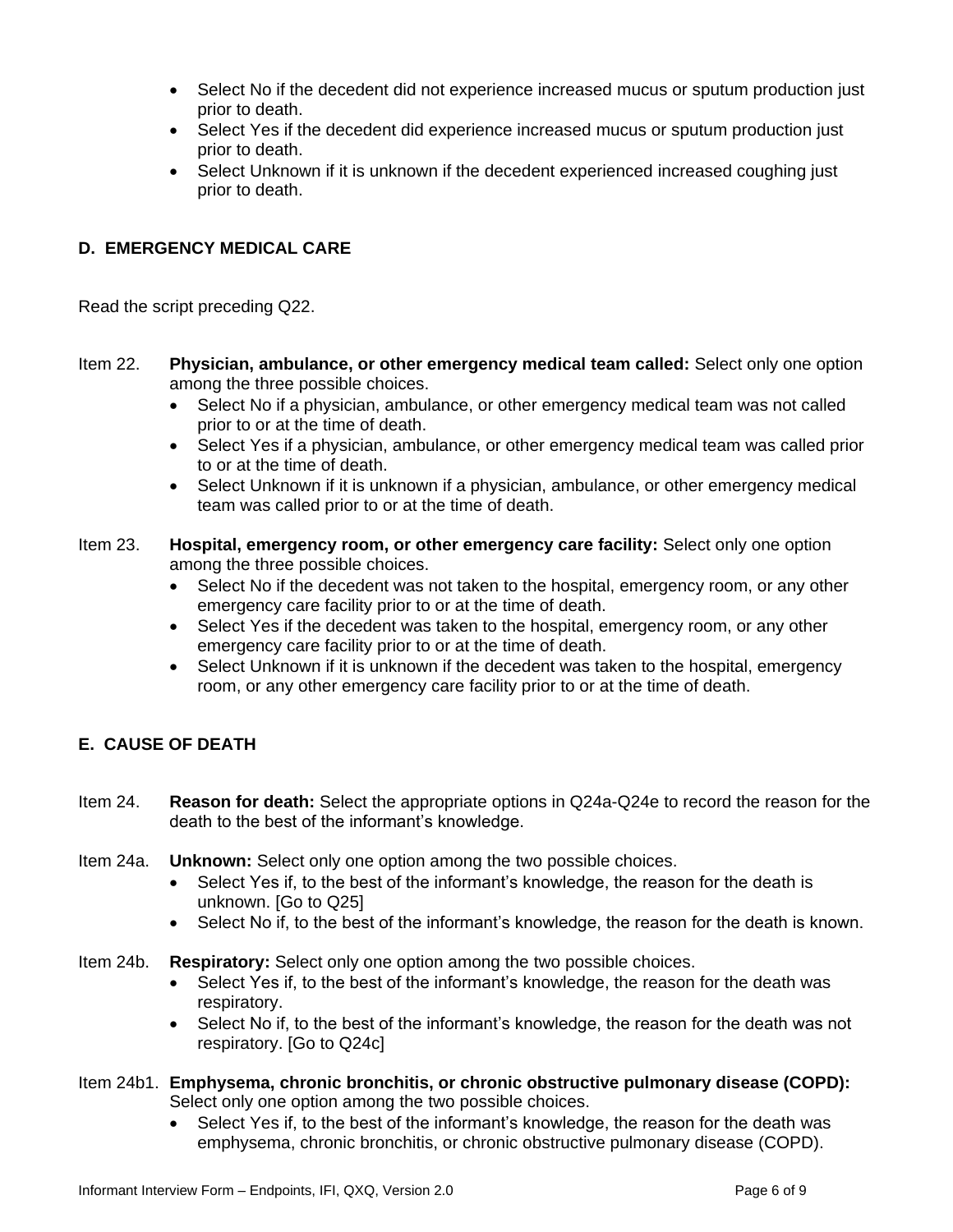- Select No if the decedent did not experience increased mucus or sputum production just prior to death.
- Select Yes if the decedent did experience increased mucus or sputum production just prior to death.
- Select Unknown if it is unknown if the decedent experienced increased coughing just prior to death.

## D. EMERGENCY MEDICAL CARE

Read the script preceding Q22.

Item 22. **Physician, ambulance, or other emergency medical team called:** Select only one option among the three possible choices.

- Select No if a physician, ambulance, or other emergency medical team was not called prior to or at the time of death.
- Select Yes if a physician, ambulance, or other emergency medical team was called prior to or at the time of death.
- Select Unknown if it is unknown if a physician, ambulance, or other emergency medical team was called prior to or at the time of death.

Item 23. **Hospital, emergency room, or other emergency care facility:** Select only one option among the three possible choices.

- Select No if the decedent was not taken to the hospital, emergency room, or any other emergency care facility prior to or at the time of death.
- Select Yes if the decedent was taken to the hospital, emergency room, or any other emergency care facility prior to or at the time of death.
- Select Unknown if it is unknown if the decedent was taken to the hospital, emergency room, or any other emergency care facility prior to or at the time of death.

## E. CAUSE OF DEATH

Item 24. **Reason for death:** Select the appropriate options in Q24a-Q24e to record the reason for the death to the best of the informant's knowledge.

Item 24a. **Unknown:** Select only one option among the two possible choices.

- Select Yes if, to the best of the informant's knowledge, the reason for the death is unknown. [Go to Q25]
- Select No if, to the best of the informant's knowledge, the reason for the death is known.

Item 24b. **Respiratory:** Select only one option among the two possible choices.

- Select Yes if, to the best of the informant's knowledge, the reason for the death was respiratory.
- Select No if, to the best of the informant's knowledge, the reason for the death was not respiratory. [Go to Q24c]

Item 24b1. **Emphysema, chronic bronchitis, or chronic obstructive pulmonary disease (COPD):** Select only one option among the two possible choices.

- Select Yes if, to the best of the informant's knowledge, the reason for the death was emphysema, chronic bronchitis, or chronic obstructive pulmonary disease (COPD).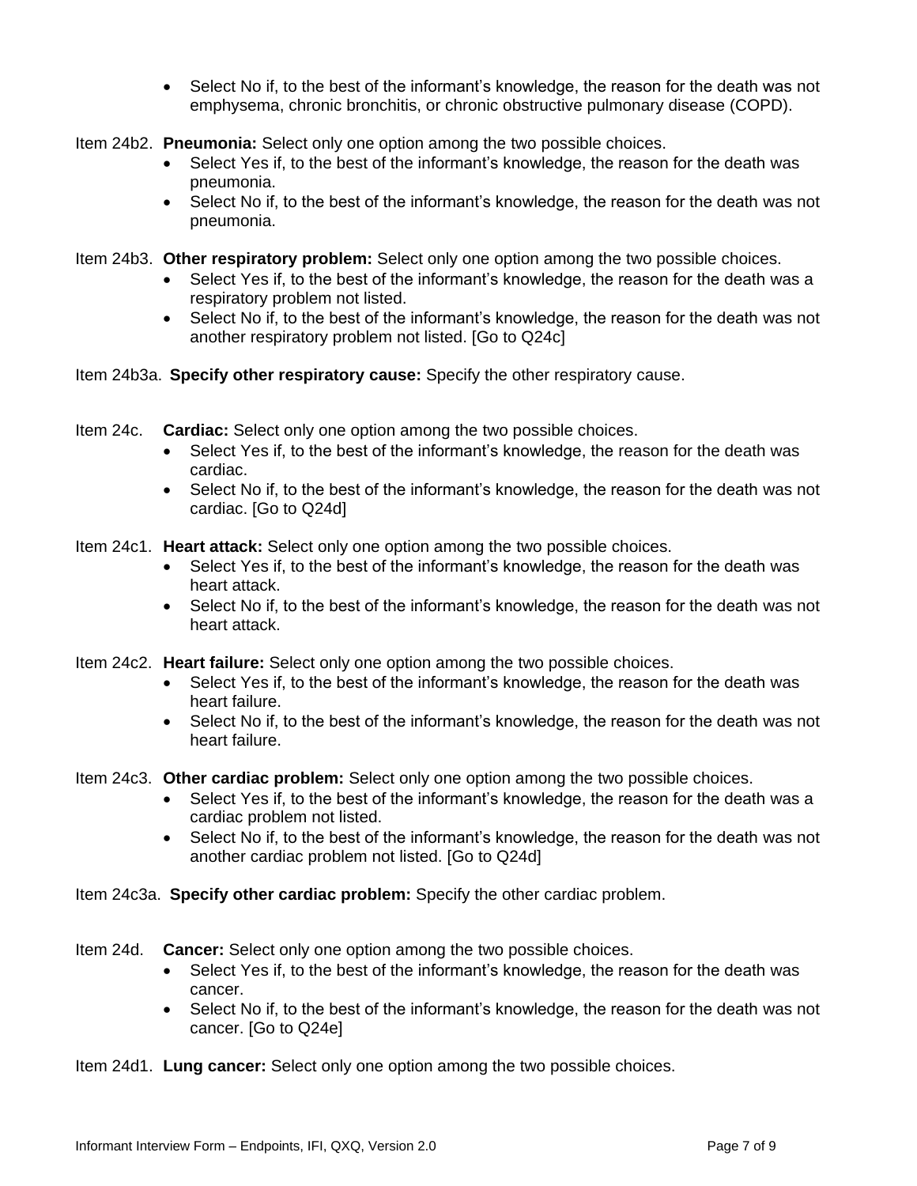- Select No if, to the best of the informant's knowledge, the reason for the death was not emphysema, chronic bronchitis, or chronic obstructive pulmonary disease (COPD).

Item 24b2. **Pneumonia:** Select only one option among the two possible choices.

- Select Yes if, to the best of the informant's knowledge, the reason for the death was pneumonia.
- Select No if, to the best of the informant's knowledge, the reason for the death was not pneumonia.

Item 24b3. **Other respiratory problem:** Select only one option among the two possible choices.

- Select Yes if, to the best of the informant's knowledge, the reason for the death was a respiratory problem not listed.
- Select No if, to the best of the informant's knowledge, the reason for the death was not another respiratory problem not listed. [Go to Q24c]

Item 24b3a. **Specify other respiratory cause:** Specify the other respiratory cause.

Item 24c. **Cardiac:** Select only one option among the two possible choices.

- Select Yes if, to the best of the informant's knowledge, the reason for the death was cardiac.
- Select No if, to the best of the informant's knowledge, the reason for the death was not cardiac. [Go to Q24d]

Item 24c1. **Heart attack:** Select only one option among the two possible choices.

- Select Yes if, to the best of the informant's knowledge, the reason for the death was heart attack.
- Select No if, to the best of the informant's knowledge, the reason for the death was not heart attack.

Item 24c2. **Heart failure:** Select only one option among the two possible choices.

- Select Yes if, to the best of the informant's knowledge, the reason for the death was heart failure.
- Select No if, to the best of the informant's knowledge, the reason for the death was not heart failure.

Item 24c3. **Other cardiac problem:** Select only one option among the two possible choices.

- Select Yes if, to the best of the informant's knowledge, the reason for the death was a cardiac problem not listed.
- Select No if, to the best of the informant's knowledge, the reason for the death was not another cardiac problem not listed. [Go to Q24d]

Item 24c3a. **Specify other cardiac problem:** Specify the other cardiac problem.

Item 24d. **Cancer:** Select only one option among the two possible choices.

- Select Yes if, to the best of the informant's knowledge, the reason for the death was cancer.
- Select No if, to the best of the informant's knowledge, the reason for the death was not cancer. [Go to Q24e]

Item 24d1. **Lung cancer:** Select only one option among the two possible choices.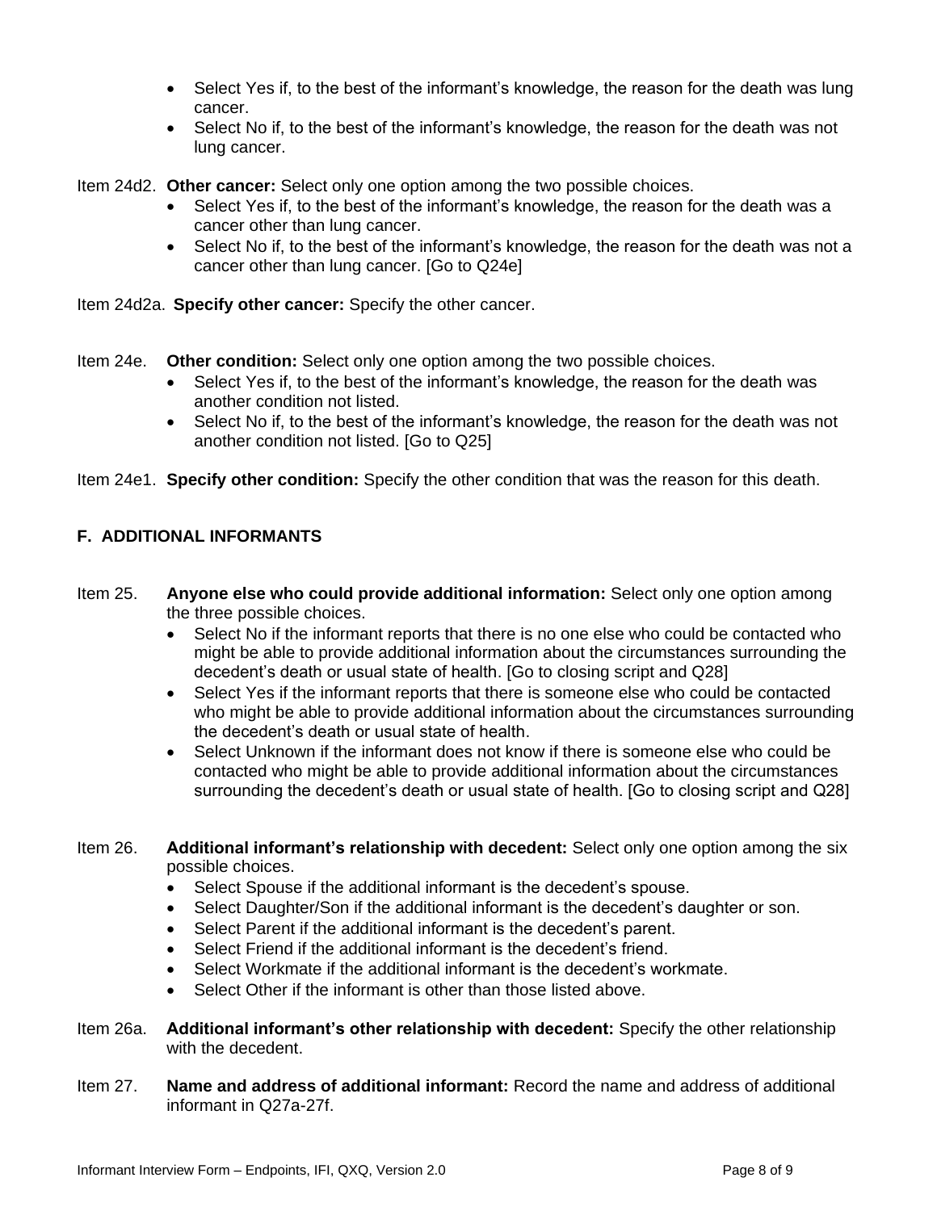- Select Yes if, to the best of the informant's knowledge, the reason for the death was lung cancer.
- Select No if, to the best of the informant's knowledge, the reason for the death was not lung cancer.

Item 24d2. **Other cancer:** Select only one option among the two possible choices.

- Select Yes if, to the best of the informant's knowledge, the reason for the death was a cancer other than lung cancer.
- Select No if, to the best of the informant's knowledge, the reason for the death was not a cancer other than lung cancer. [Go to Q24e]

Item 24d2a. **Specify other cancer:** Specify the other cancer.

Item 24e. **Other condition:** Select only one option among the two possible choices.

- Select Yes if, to the best of the informant's knowledge, the reason for the death was another condition not listed.
- Select No if, to the best of the informant's knowledge, the reason for the death was not another condition not listed. [Go to Q25]

Item 24e1. **Specify other condition:** Specify the other condition that was the reason for this death.

## F. ADDITIONAL INFORMANTS

Item 25. **Anyone else who could provide additional information:** Select only one option among the three possible choices.

- Select No if the informant reports that there is no one else who could be contacted who might be able to provide additional information about the circumstances surrounding the decedent's death or usual state of health. [Go to closing script and Q28]
- Select Yes if the informant reports that there is someone else who could be contacted who might be able to provide additional information about the circumstances surrounding the decedent's death or usual state of health.
- Select Unknown if the informant does not know if there is someone else who could be contacted who might be able to provide additional information about the circumstances surrounding the decedent's death or usual state of health. [Go to closing script and Q28]

Item 26. **Additional informant's relationship with decedent:** Select only one option among the six possible choices.

- Select Spouse if the additional informant is the decedent's spouse.
- Select Daughter/Son if the additional informant is the decedent's daughter or son.
- Select Parent if the additional informant is the decedent's parent.
- Select Friend if the additional informant is the decedent's friend.
- Select Workmate if the additional informant is the decedent's workmate.
- Select Other if the informant is other than those listed above.

Item 26a. **Additional informant's other relationship with decedent:** Specify the other relationship with the decedent.

Item 27. **Name and address of additional informant:** Record the name and address of additional informant in Q27a-27f.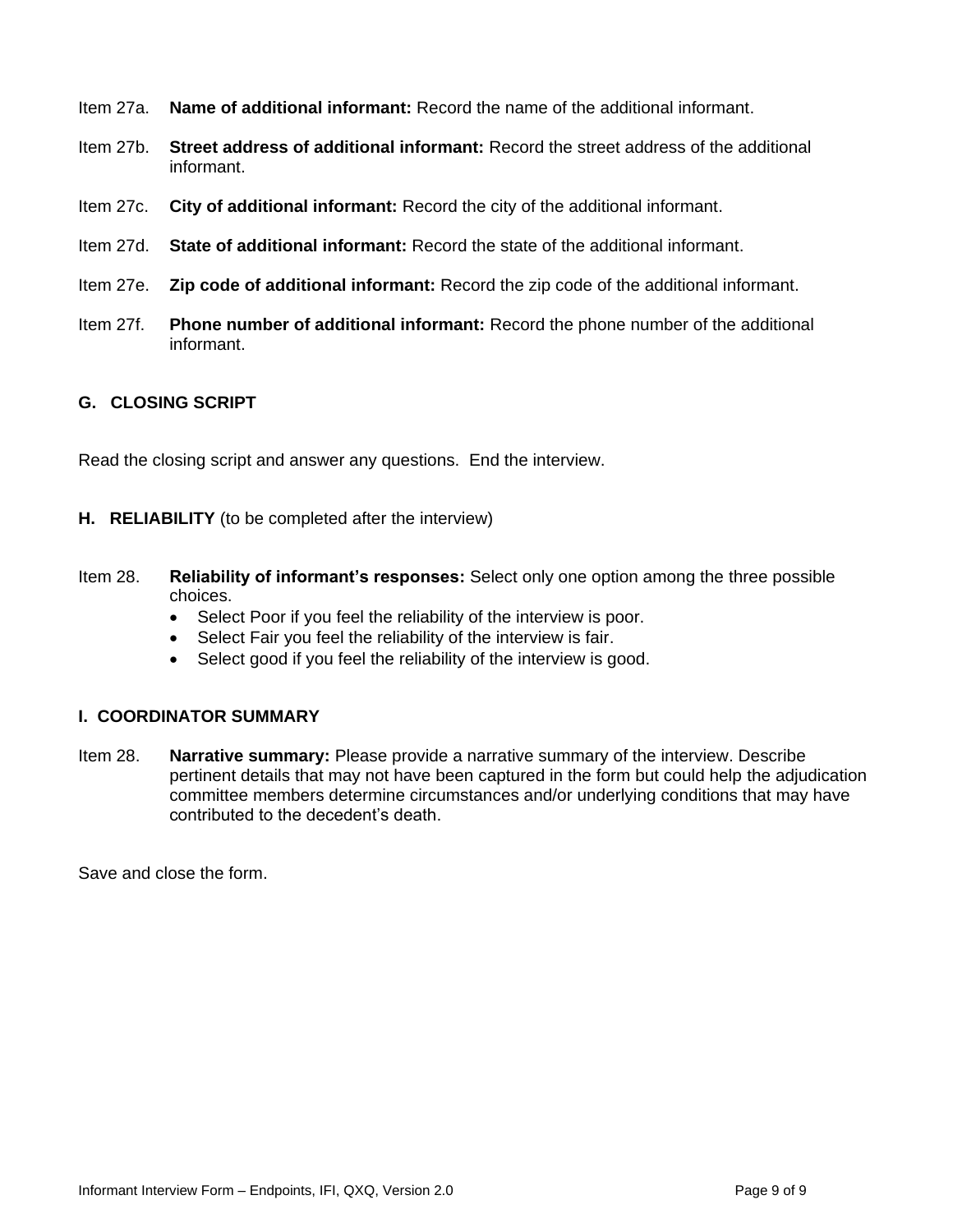Item 27a. **Name of additional informant:** Record the name of the additional informant.

Item 27b. **Street address of additional informant:** Record the street address of the additional informant.

Item 27c. **City of additional informant:** Record the city of the additional informant.

Item 27d. **State of additional informant:** Record the state of the additional informant.

Item 27e. **Zip code of additional informant:** Record the zip code of the additional informant.

Item 27f. **Phone number of additional informant:** Record the phone number of the additional informant.

## G. CLOSING SCRIPT

Read the closing script and answer any questions. End the interview.

## H. RELIABILITY (to be completed after the interview)

Item 28. **Reliability of informant's responses:** Select only one option among the three possible choices.

- Select Poor if you feel the reliability of the interview is poor.
- Select Fair you feel the reliability of the interview is fair.
- Select good if you feel the reliability of the interview is good.

## I. COORDINATOR SUMMARY

Item 28. **Narrative summary:** Please provide a narrative summary of the interview. Describe pertinent details that may not have been captured in the form but could help the adjudication committee members determine circumstances and/or underlying conditions that may have contributed to the decedent's death.

Save and close the form.